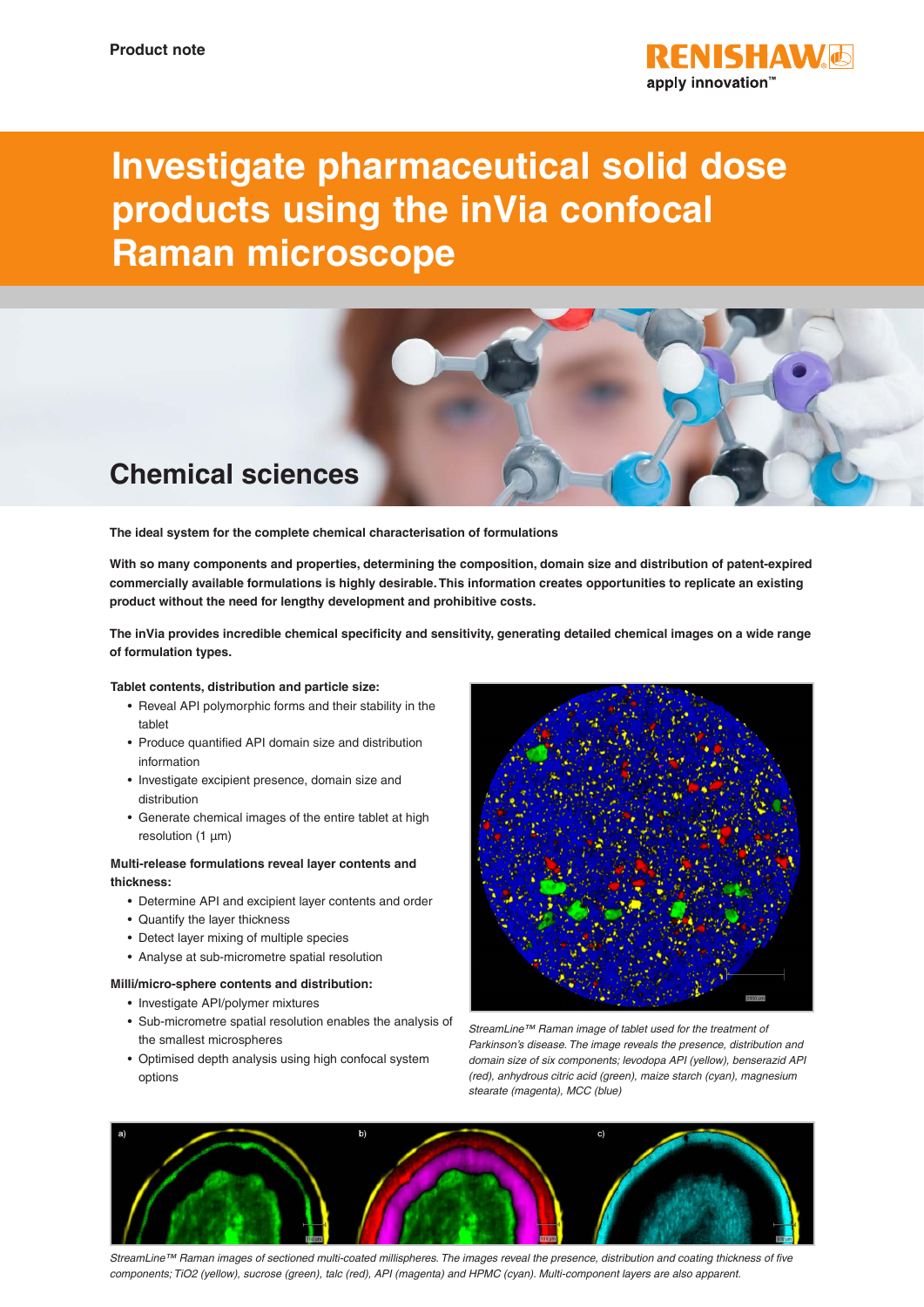Product note

# Investigate pharmaceutical solid dose products using the inVia confocal Raman microscope

## Chemical sciences

**The ideal system for the complete chemical characterisation of formulations**

**With so many components and properties, determining the composition, domain size and distribution of patent-expired commercially available formulations is highly desirable. This information creates opportunities to replicate an existing product without the need for lengthy development and prohibitive costs.**

**The inVia provides incredible chemical specificity and sensitivity, generating detailed chemical images on a wide range of formulation types.**

**Tablet contents, distribution and particle size:**

- Reveal API polymorphic forms and their stability in the tablet
- Produce quantified API domain size and distribution information
- Investigate excipient presence, domain size and distribution
- Generate chemical images of the entire tablet at high resolution (1 µm)

**Multi-release formulations reveal layer contents and thickness:**

- Determine API and excipient layer contents and order
- Quantify the layer thickness
- Detect layer mixing of multiple species
- Analyse at sub-micrometre spatial resolution

**Milli/micro-sphere contents and distribution:**

- Investigate API/polymer mixtures
- Sub-micrometre spatial resolution enables the analysis of the smallest microspheres
- Optimised depth analysis using high confocal system options

*StreamLine™ Raman image of tablet used for the treatment of Parkinson's disease. The image reveals the presence, distribution and domain size of six components; levodopa API (yellow), benserazid API (red), anhydrous citric acid (green), maize starch (cyan), magnesium stearate (magenta), MCC (blue)*

*StreamLine™ Raman images of sectioned multi-coated millispheres. The images reveal the presence, distribution and coating thickness of five components; TiO2 (yellow), sucrose (green), talc (red), API (magenta) and HPMC (cyan). Multi-component layers are also apparent.*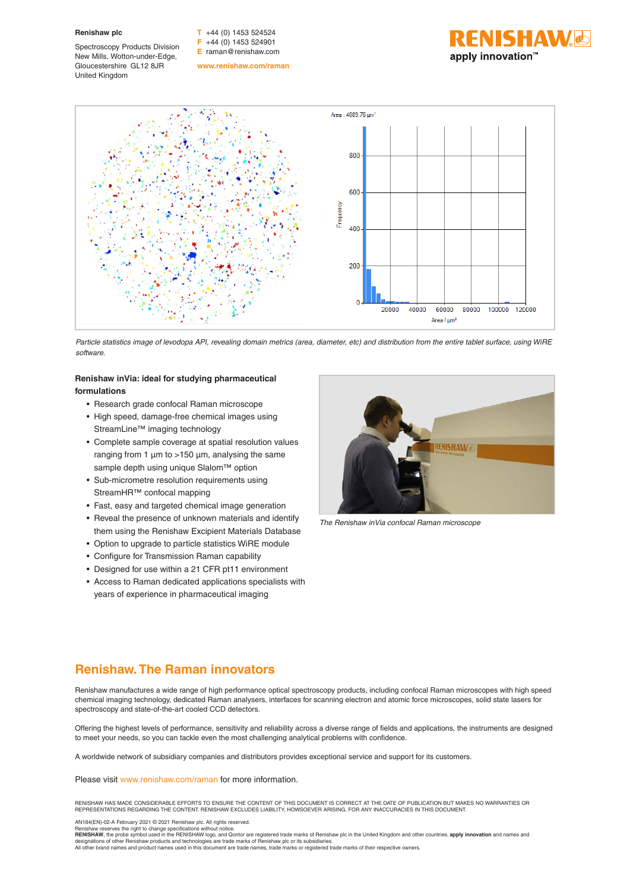**Renishaw plc**

Spectroscopy Products Division
New Mills, Wotton-under-Edge,
Gloucestershire GL12 8JR
United Kingdom

T +44 (0) 1453 524524
F +44 (0) 1453 524901
E raman@renishaw.com

www.renishaw.com/raman

RENISHAW
apply innovation™

Area : 4085.76 µm²

800
600
400
200
0
Frequency
20000 40000 60000 80000 100000 120000
Area / µm²

*Particle statistics image of levodopa API, revealing domain metrics (area, diameter, etc) and distribution from the entire tablet surface, using WiRE software.*

**Renishaw inVia: ideal for studying pharmaceutical formulations**

- Research grade confocal Raman microscope
- High speed, damage-free chemical images using StreamLine™ imaging technology
- Complete sample coverage at spatial resolution values ranging from 1 µm to >150 µm, analysing the same sample depth using unique Slalom™ option
- Sub-micrometre resolution requirements using StreamHR™ confocal mapping
- Fast, easy and targeted chemical image generation
- Reveal the presence of unknown materials and identify them using the Renishaw Excipient Materials Database
- Option to upgrade to particle statistics WiRE module
- Configure for Transmission Raman capability
- Designed for use within a 21 CFR pt11 environment
- Access to Raman dedicated applications specialists with years of experience in pharmaceutical imaging

*The Renishaw inVia confocal Raman microscope*

## Renishaw. The Raman innovators

Renishaw manufactures a wide range of high performance optical spectroscopy products, including confocal Raman microscopes with high speed chemical imaging technology, dedicated Raman analysers, interfaces for scanning electron and atomic force microscopes, solid state lasers for spectroscopy and state-of-the-art cooled CCD detectors.

Offering the highest levels of performance, sensitivity and reliability across a diverse range of fields and applications, the instruments are designed to meet your needs, so you can tackle even the most challenging analytical problems with confidence.

A worldwide network of subsidiary companies and distributors provides exceptional service and support for its customers.

Please visit www.renishaw.com/raman for more information.

RENISHAW HAS MADE CONSIDERABLE EFFORTS TO ENSURE THE CONTENT OF THIS DOCUMENT IS CORRECT AT THE DATE OF PUBLICATION BUT MAKES NO WARRANTIES OR REPRESENTATIONS REGARDING THE CONTENT. RENISHAW EXCLUDES LIABILITY, HOWSOEVER ARISING, FOR ANY INACCURACIES IN THIS DOCUMENT.

AN184(EN)-02-A February 2021 © 2021 Renishaw plc. All rights reserved.
Renishaw reserves the right to change specifications without notice.
**RENISHAW**, the probe symbol used in the RENISHAW logo, and Qontor are registered trade marks of Renishaw plc in the United Kingdom and other countries. **apply innovation** and names and designations of other Renishaw products and technologies are trade marks of Renishaw plc or its subsidiaries.
All other brand names and product names used in this document are trade names, trade marks or registered trade marks of their respective owners.